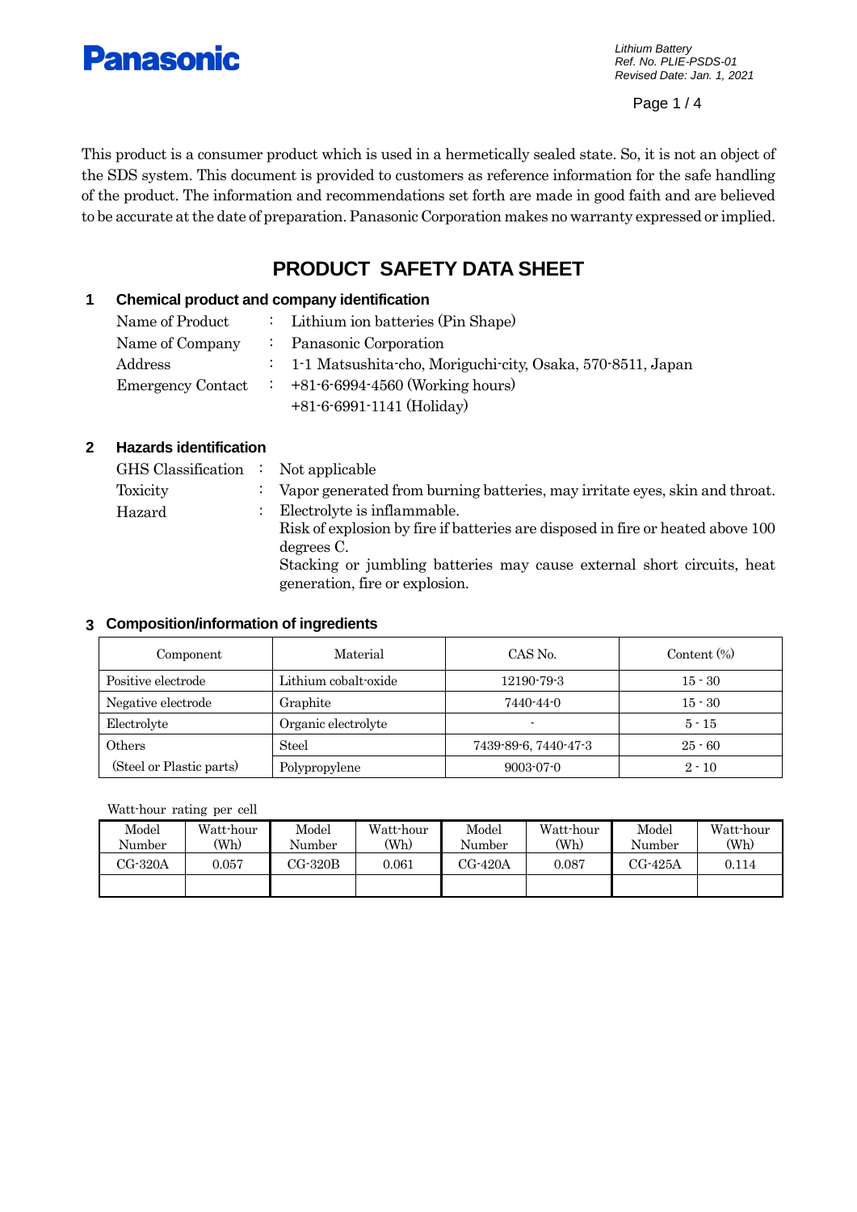This product is a consumer product which is used in a hermetically sealed state. So, it is not an object of the SDS system. This document is provided to customers as reference information for the safe handling of the product. The information and recommendations set forth are made in good faith and are believed to be accurate at the date of preparation. Panasonic Corporation makes no warranty expressed or implied.

# PRODUCT SAFETY DATA SHEET

## 1 Chemical product and company identification

Name of Product : Lithium ion batteries (Pin Shape)
Name of Company : Panasonic Corporation
Address : 1-1 Matsushita-cho, Moriguchi-city, Osaka, 570-8511, Japan
Emergency Contact : +81-6-6994-4560 (Working hours)
+81-6-6991-1141 (Holiday)

## 2 Hazards identification

GHS Classification : Not applicable
Toxicity : Vapor generated from burning batteries, may irritate eyes, skin and throat.
Hazard : Electrolyte is inflammable.
Risk of explosion by fire if batteries are disposed in fire or heated above 100 degrees C.
Stacking or jumbling batteries may cause external short circuits, heat generation, fire or explosion.

## 3 Composition/information of ingredients

| Component | Material | CAS No. | Content (%) |
|---|---|---|---|
| Positive electrode | Lithium cobalt-oxide | 12190-79-3 | 15 - 30 |
| Negative electrode | Graphite | 7440-44-0 | 15 - 30 |
| Electrolyte | Organic electrolyte | - | 5 - 15 |
| Others | Steel | 7439-89-6, 7440-47-3 | 25 - 60 |
| (Steel or Plastic parts) | Polypropylene | 9003-07-0 | 2 - 10 |

Watt-hour rating per cell

| Model Number | Watt-hour (Wh) | Model Number | Watt-hour (Wh) | Model Number | Watt-hour (Wh) | Model Number | Watt-hour (Wh) |
|---|---|---|---|---|---|---|---|
| CG-320A | 0.057 | CG-320B | 0.061 | CG-420A | 0.087 | CG-425A | 0.114 |
| | | | | | | | |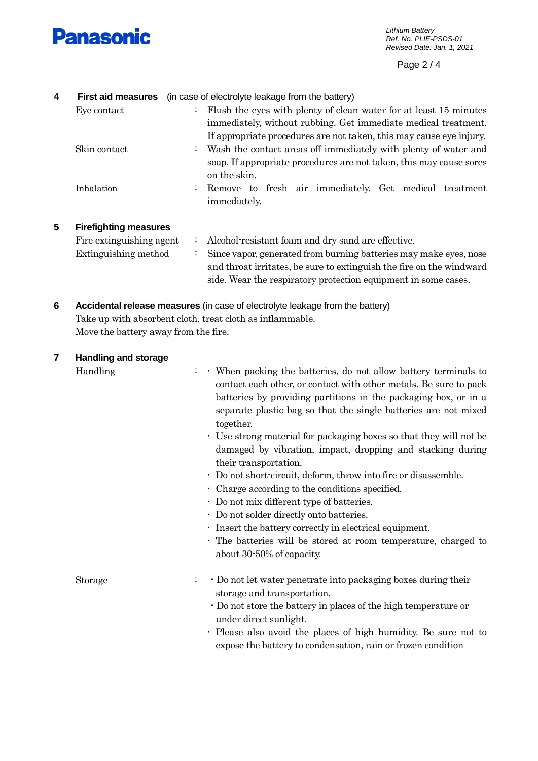## 4 First aid measures (in case of electrolyte leakage from the battery)

Eye contact : Flush the eyes with plenty of clean water for at least 15 minutes immediately, without rubbing. Get immediate medical treatment. If appropriate procedures are not taken, this may cause eye injury.

Skin contact : Wash the contact areas off immediately with plenty of water and soap. If appropriate procedures are not taken, this may cause sores on the skin.

Inhalation : Remove to fresh air immediately. Get medical treatment immediately.

## 5 Firefighting measures

Fire extinguishing agent : Alcohol-resistant foam and dry sand are effective.

Extinguishing method : Since vapor, generated from burning batteries may make eyes, nose and throat irritates, be sure to extinguish the fire on the windward side. Wear the respiratory protection equipment in some cases.

## 6 Accidental release measures (in case of electrolyte leakage from the battery)

Take up with absorbent cloth, treat cloth as inflammable.
Move the battery away from the fire.

## 7 Handling and storage

Handling :

- When packing the batteries, do not allow battery terminals to contact each other, or contact with other metals. Be sure to pack batteries by providing partitions in the packaging box, or in a separate plastic bag so that the single batteries are not mixed together.
- Use strong material for packaging boxes so that they will not be damaged by vibration, impact, dropping and stacking during their transportation.
- Do not short-circuit, deform, throw into fire or disassemble.
- Charge according to the conditions specified.
- Do not mix different type of batteries.
- Do not solder directly onto batteries.
- Insert the battery correctly in electrical equipment.
- The batteries will be stored at room temperature, charged to about 30-50% of capacity.

Storage :

- Do not let water penetrate into packaging boxes during their storage and transportation.
- Do not store the battery in places of the high temperature or under direct sunlight.
- Please also avoid the places of high humidity. Be sure not to expose the battery to condensation, rain or frozen condition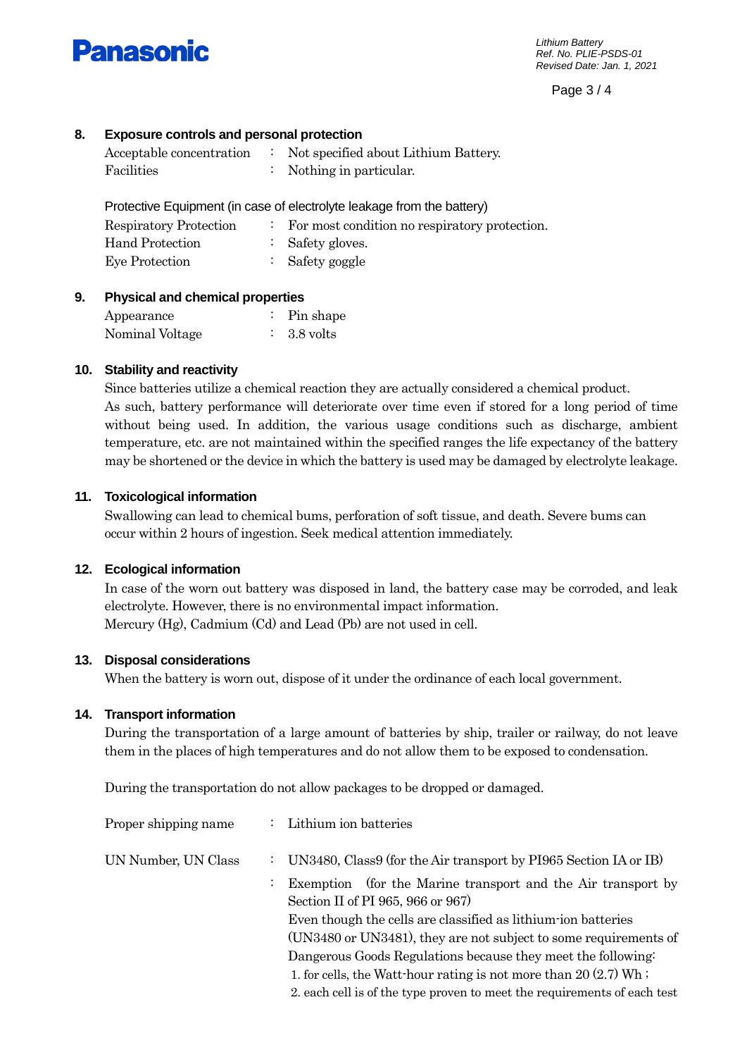## 8. Exposure controls and personal protection

| | | |
|---|---|---|
| Acceptable concentration | : | Not specified about Lithium Battery. |
| Facilities | : | Nothing in particular. |

Protective Equipment (in case of electrolyte leakage from the battery)

| | | |
|---|---|---|
| Respiratory Protection | : | For most condition no respiratory protection. |
| Hand Protection | : | Safety gloves. |
| Eye Protection | : | Safety goggle |

## 9. Physical and chemical properties

| | | |
|---|---|---|
| Appearance | : | Pin shape |
| Nominal Voltage | : | 3.8 volts |

## 10. Stability and reactivity

Since batteries utilize a chemical reaction they are actually considered a chemical product.
As such, battery performance will deteriorate over time even if stored for a long period of time without being used. In addition, the various usage conditions such as discharge, ambient temperature, etc. are not maintained within the specified ranges the life expectancy of the battery may be shortened or the device in which the battery is used may be damaged by electrolyte leakage.

## 11. Toxicological information

Swallowing can lead to chemical bums, perforation of soft tissue, and death. Severe bums can occur within 2 hours of ingestion. Seek medical attention immediately.

## 12. Ecological information

In case of the worn out battery was disposed in land, the battery case may be corroded, and leak electrolyte. However, there is no environmental impact information.
Mercury (Hg), Cadmium (Cd) and Lead (Pb) are not used in cell.

## 13. Disposal considerations

When the battery is worn out, dispose of it under the ordinance of each local government.

## 14. Transport information

During the transportation of a large amount of batteries by ship, trailer or railway, do not leave them in the places of high temperatures and do not allow them to be exposed to condensation.

During the transportation do not allow packages to be dropped or damaged.

| | | |
|---|---|---|
| Proper shipping name | : | Lithium ion batteries |
| UN Number, UN Class | : | UN3480, Class9 (for the Air transport by PI965 Section IA or IB) |
| | : | Exemption (for the Marine transport and the Air transport by Section II of PI 965, 966 or 967)<br>Even though the cells are classified as lithium-ion batteries (UN3480 or UN3481), they are not subject to some requirements of Dangerous Goods Regulations because they meet the following:<br>1. for cells, the Watt-hour rating is not more than 20 (2.7) Wh ;<br>2. each cell is of the type proven to meet the requirements of each test |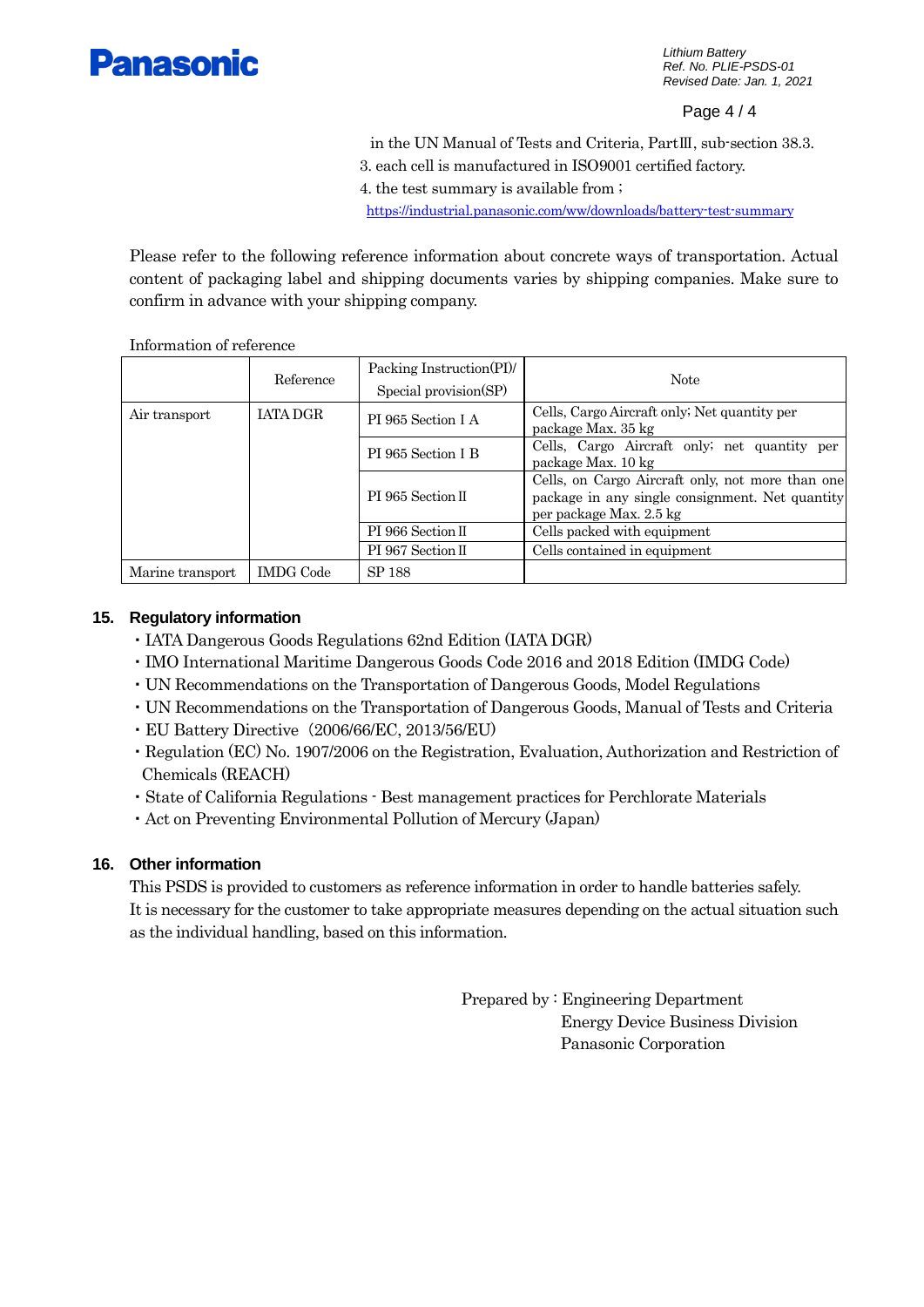in the UN Manual of Tests and Criteria, PartⅢ, sub-section 38.3.

3. each cell is manufactured in ISO9001 certified factory.

4. the test summary is available from ;

https://industrial.panasonic.com/ww/downloads/battery-test-summary

Please refer to the following reference information about concrete ways of transportation. Actual content of packaging label and shipping documents varies by shipping companies. Make sure to confirm in advance with your shipping company.

Information of reference

| | Reference | Packing Instruction(PI)/ Special provision(SP) | Note |
|---|---|---|---|
| Air transport | IATA DGR | PI 965 Section I A | Cells, Cargo Aircraft only; Net quantity per package Max. 35 kg |
| | | PI 965 Section I B | Cells, Cargo Aircraft only; net quantity per package Max. 10 kg |
| | | PI 965 Section II | Cells, on Cargo Aircraft only, not more than one package in any single consignment. Net quantity per package Max. 2.5 kg |
| | | PI 966 Section II | Cells packed with equipment |
| | | PI 967 Section II | Cells contained in equipment |
| Marine transport | IMDG Code | SP 188 | |

## 15. Regulatory information

- IATA Dangerous Goods Regulations 62nd Edition (IATA DGR)
- IMO International Maritime Dangerous Goods Code 2016 and 2018 Edition (IMDG Code)
- UN Recommendations on the Transportation of Dangerous Goods, Model Regulations
- UN Recommendations on the Transportation of Dangerous Goods, Manual of Tests and Criteria
- EU Battery Directive (2006/66/EC, 2013/56/EU)
- Regulation (EC) No. 1907/2006 on the Registration, Evaluation, Authorization and Restriction of Chemicals (REACH)
- State of California Regulations - Best management practices for Perchlorate Materials
- Act on Preventing Environmental Pollution of Mercury (Japan)

## 16. Other information

This PSDS is provided to customers as reference information in order to handle batteries safely.
It is necessary for the customer to take appropriate measures depending on the actual situation such as the individual handling, based on this information.

Prepared by : Engineering Department
Energy Device Business Division
Panasonic Corporation